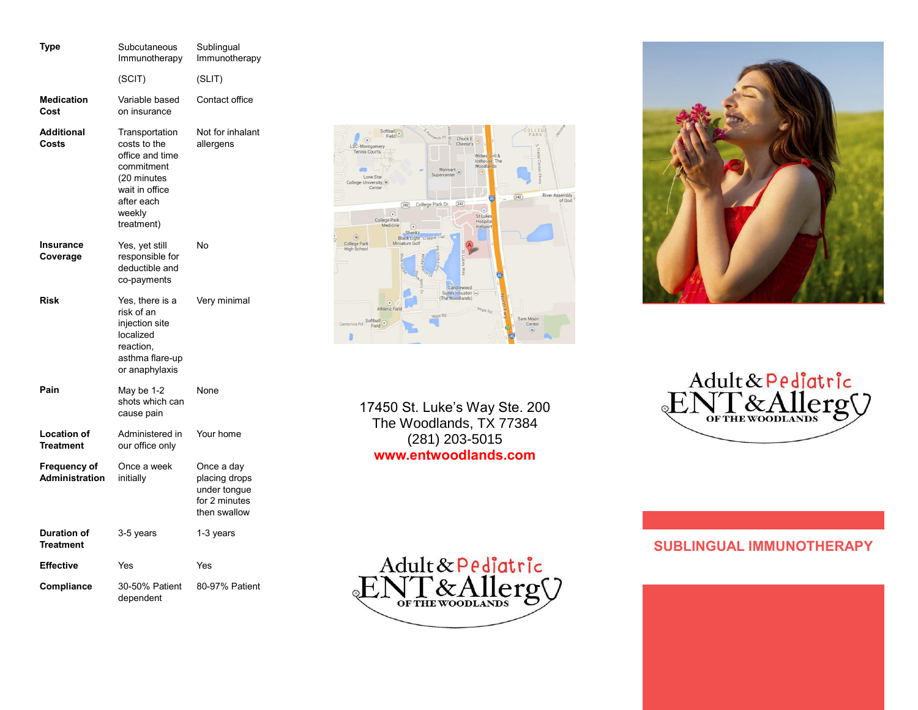| Type | Subcutaneous Immunotherapy (SCIT) | Sublingual Immunotherapy (SLIT) |
|---|---|---|
| Medication Cost | Variable based on insurance | Contact office |
| Additional Costs | Transportation costs to the office and time commitment (20 minutes wait in office after each weekly treatment) | Not for inhalant allergens |
| Insurance Coverage | Yes, yet still responsible for deductible and co-payments | No |
| Risk | Yes, there is a risk of an injection site localized reaction, asthma flare-up or anaphylaxis | Very minimal |
| Pain | May be 1-2 shots which can cause pain | None |
| Location of Treatment | Administered in our office only | Your home |
| Frequency of Administration | Once a week initially | Once a day placing drops under tongue for 2 minutes then swallow |
| Duration of Treatment | 3-5 years | 1-3 years |
| Effective | Yes | Yes |
| Compliance | 30-50% Patient dependent | 80-97% Patient |

17450 St. Luke's Way Ste. 200
The Woodlands, TX 77384
(281) 203-5015
**www.entwoodlands.com**

Adult & Pediatric ENT & Allergy OF THE WOODLANDS

Adult & Pediatric ENT & Allergy OF THE WOODLANDS

## SUBLINGUAL IMMUNOTHERAPY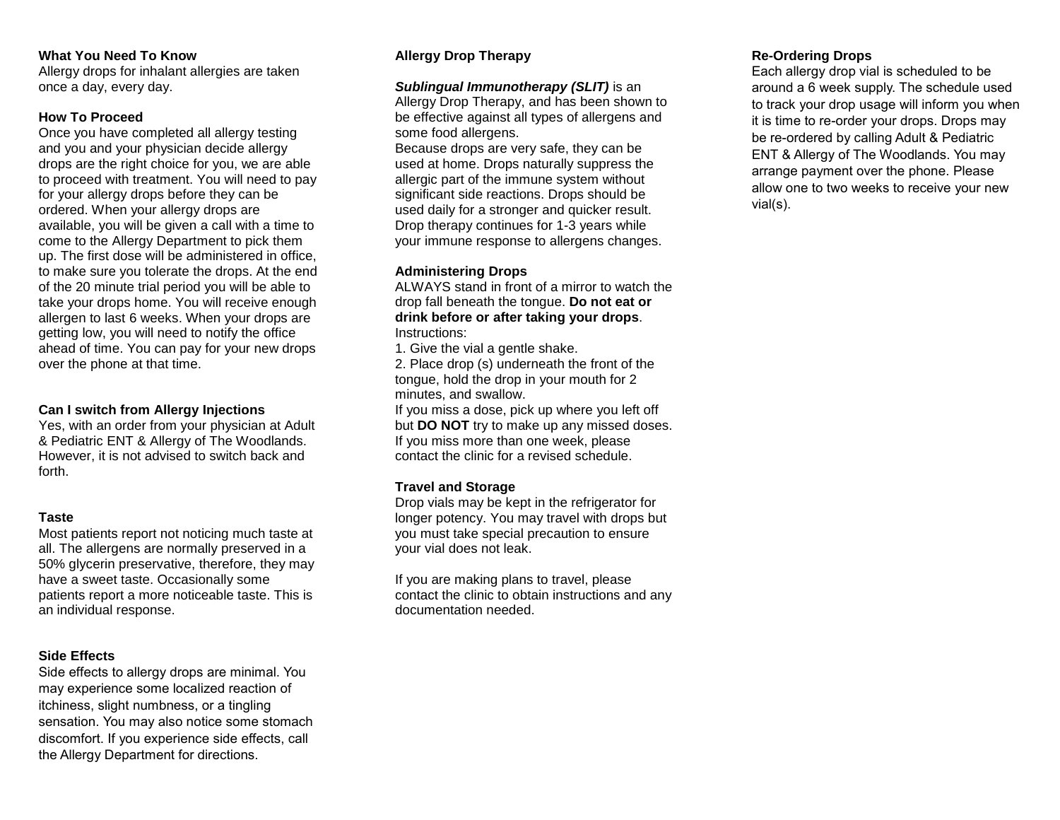### What You Need To Know

Allergy drops for inhalant allergies are taken once a day, every day.

### How To Proceed

Once you have completed all allergy testing and you and your physician decide allergy drops are the right choice for you, we are able to proceed with treatment. You will need to pay for your allergy drops before they can be ordered. When your allergy drops are available, you will be given a call with a time to come to the Allergy Department to pick them up. The first dose will be administered in office, to make sure you tolerate the drops. At the end of the 20 minute trial period you will be able to take your drops home. You will receive enough allergen to last 6 weeks. When your drops are getting low, you will need to notify the office ahead of time. You can pay for your new drops over the phone at that time.

### Can I switch from Allergy Injections

Yes, with an order from your physician at Adult & Pediatric ENT & Allergy of The Woodlands. However, it is not advised to switch back and forth.

### Taste

Most patients report not noticing much taste at all. The allergens are normally preserved in a 50% glycerin preservative, therefore, they may have a sweet taste. Occasionally some patients report a more noticeable taste. This is an individual response.

### Side Effects

Side effects to allergy drops are minimal. You may experience some localized reaction of itchiness, slight numbness, or a tingling sensation. You may also notice some stomach discomfort. If you experience side effects, call the Allergy Department for directions.

### Allergy Drop Therapy

***Sublingual Immunotherapy (SLIT)*** is an Allergy Drop Therapy, and has been shown to be effective against all types of allergens and some food allergens.
Because drops are very safe, they can be used at home. Drops naturally suppress the allergic part of the immune system without significant side reactions. Drops should be used daily for a stronger and quicker result. Drop therapy continues for 1-3 years while your immune response to allergens changes.

### Administering Drops

ALWAYS stand in front of a mirror to watch the drop fall beneath the tongue. **Do not eat or drink before or after taking your drops**.
Instructions:

1. Give the vial a gentle shake.
2. Place drop (s) underneath the front of the tongue, hold the drop in your mouth for 2 minutes, and swallow.

If you miss a dose, pick up where you left off but **DO NOT** try to make up any missed doses. If you miss more than one week, please contact the clinic for a revised schedule.

### Travel and Storage

Drop vials may be kept in the refrigerator for longer potency. You may travel with drops but you must take special precaution to ensure your vial does not leak.

If you are making plans to travel, please contact the clinic to obtain instructions and any documentation needed.

### Re-Ordering Drops

Each allergy drop vial is scheduled to be around a 6 week supply. The schedule used to track your drop usage will inform you when it is time to re-order your drops. Drops may be re-ordered by calling Adult & Pediatric ENT & Allergy of The Woodlands. You may arrange payment over the phone. Please allow one to two weeks to receive your new vial(s).